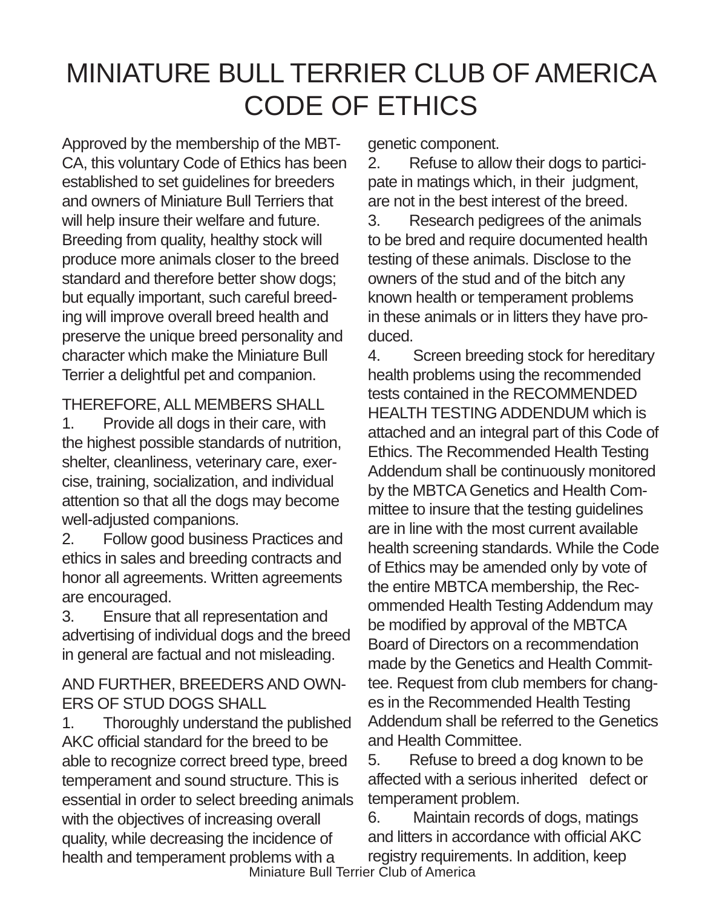# MINIATURE BULL TERRIER CLUB OF AMERICA CODE OF ETHICS

Approved by the membership of the MBTCA, this voluntary Code of Ethics has been established to set guidelines for breeders and owners of Miniature Bull Terriers that will help insure their welfare and future. Breeding from quality, healthy stock will produce more animals closer to the breed standard and therefore better show dogs; but equally important, such careful breeding will improve overall breed health and preserve the unique breed personality and character which make the Miniature Bull Terrier a delightful pet and companion.

THEREFORE, ALL MEMBERS SHALL

1. Provide all dogs in their care, with the highest possible standards of nutrition, shelter, cleanliness, veterinary care, exercise, training, socialization, and individual attention so that all the dogs may become well-adjusted companions.
2. Follow good business Practices and ethics in sales and breeding contracts and honor all agreements. Written agreements are encouraged.
3. Ensure that all representation and advertising of individual dogs and the breed in general are factual and not misleading.

AND FURTHER, BREEDERS AND OWNERS OF STUD DOGS SHALL

1. Thoroughly understand the published AKC official standard for the breed to be able to recognize correct breed type, breed temperament and sound structure. This is essential in order to select breeding animals with the objectives of increasing overall quality, while decreasing the incidence of health and temperament problems with a genetic component.
2. Refuse to allow their dogs to participate in matings which, in their judgment, are not in the best interest of the breed.
3. Research pedigrees of the animals to be bred and require documented health testing of these animals. Disclose to the owners of the stud and of the bitch any known health or temperament problems in these animals or in litters they have produced.
4. Screen breeding stock for hereditary health problems using the recommended tests contained in the RECOMMENDED HEALTH TESTING ADDENDUM which is attached and an integral part of this Code of Ethics. The Recommended Health Testing Addendum shall be continuously monitored by the MBTCA Genetics and Health Committee to insure that the testing guidelines are in line with the most current available health screening standards. While the Code of Ethics may be amended only by vote of the entire MBTCA membership, the Recommended Health Testing Addendum may be modified by approval of the MBTCA Board of Directors on a recommendation made by the Genetics and Health Committee. Request from club members for changes in the Recommended Health Testing Addendum shall be referred to the Genetics and Health Committee.
5. Refuse to breed a dog known to be affected with a serious inherited defect or temperament problem.
6. Maintain records of dogs, matings and litters in accordance with official AKC registry requirements. In addition, keep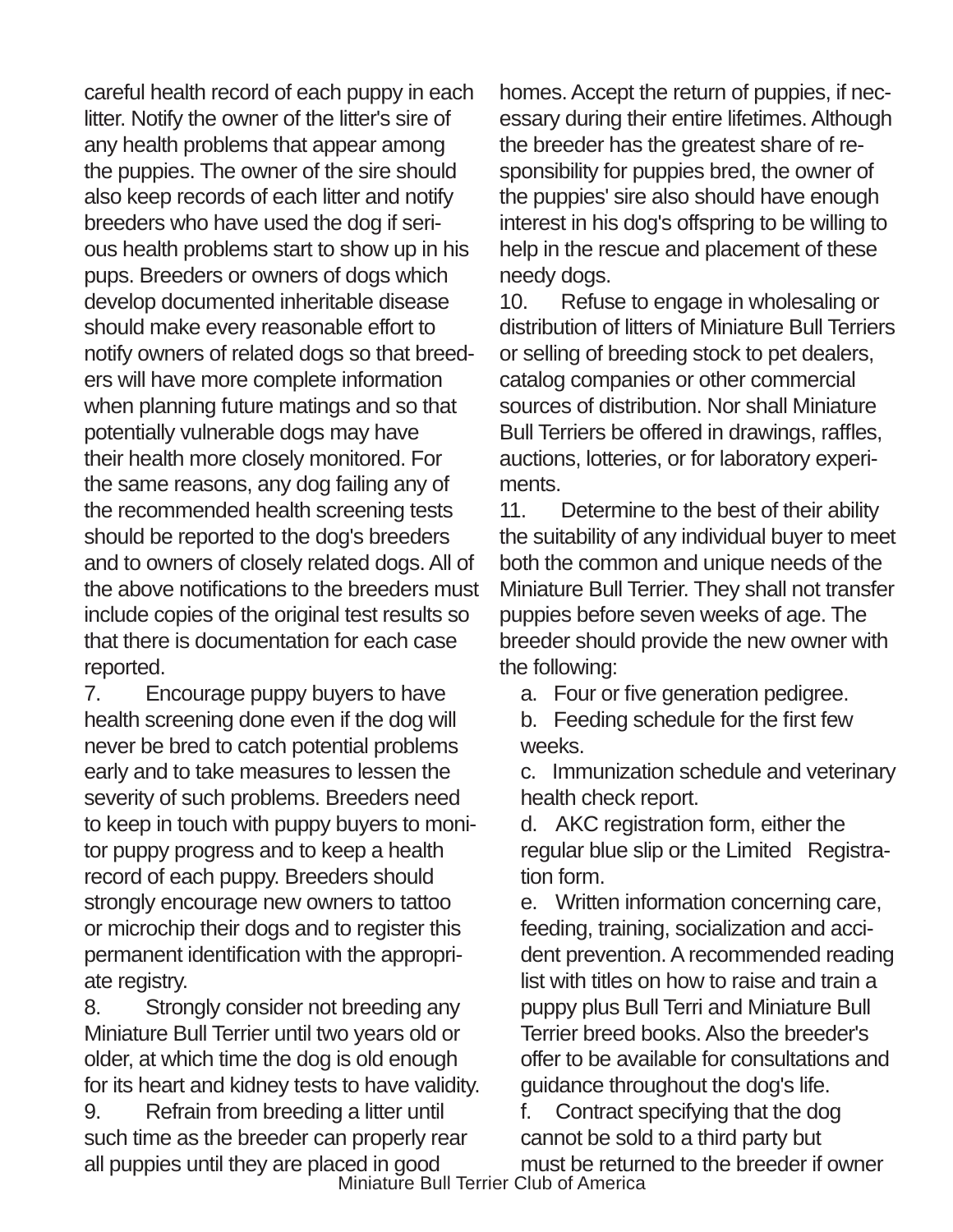careful health record of each puppy in each litter. Notify the owner of the litter's sire of any health problems that appear among the puppies. The owner of the sire should also keep records of each litter and notify breeders who have used the dog if serious health problems start to show up in his pups. Breeders or owners of dogs which develop documented inheritable disease should make every reasonable effort to notify owners of related dogs so that breeders will have more complete information when planning future matings and so that potentially vulnerable dogs may have their health more closely monitored. For the same reasons, any dog failing any of the recommended health screening tests should be reported to the dog's breeders and to owners of closely related dogs. All of the above notifications to the breeders must include copies of the original test results so that there is documentation for each case reported.

7. Encourage puppy buyers to have health screening done even if the dog will never be bred to catch potential problems early and to take measures to lessen the severity of such problems. Breeders need to keep in touch with puppy buyers to monitor puppy progress and to keep a health record of each puppy. Breeders should strongly encourage new owners to tattoo or microchip their dogs and to register this permanent identification with the appropriate registry.

8. Strongly consider not breeding any Miniature Bull Terrier until two years old or older, at which time the dog is old enough for its heart and kidney tests to have validity.

9. Refrain from breeding a litter until such time as the breeder can properly rear all puppies until they are placed in good homes. Accept the return of puppies, if necessary during their entire lifetimes. Although the breeder has the greatest share of responsibility for puppies bred, the owner of the puppies' sire also should have enough interest in his dog's offspring to be willing to help in the rescue and placement of these needy dogs.

10. Refuse to engage in wholesaling or distribution of litters of Miniature Bull Terriers or selling of breeding stock to pet dealers, catalog companies or other commercial sources of distribution. Nor shall Miniature Bull Terriers be offered in drawings, raffles, auctions, lotteries, or for laboratory experiments.

11. Determine to the best of their ability the suitability of any individual buyer to meet both the common and unique needs of the Miniature Bull Terrier. They shall not transfer puppies before seven weeks of age. The breeder should provide the new owner with the following:

a. Four or five generation pedigree.

b. Feeding schedule for the first few weeks.

c. Immunization schedule and veterinary health check report.

d. AKC registration form, either the regular blue slip or the Limited Registration form.

e. Written information concerning care, feeding, training, socialization and accident prevention. A recommended reading list with titles on how to raise and train a puppy plus Bull Terri and Miniature Bull Terrier breed books. Also the breeder's offer to be available for consultations and guidance throughout the dog's life.

f. Contract specifying that the dog cannot be sold to a third party but must be returned to the breeder if owner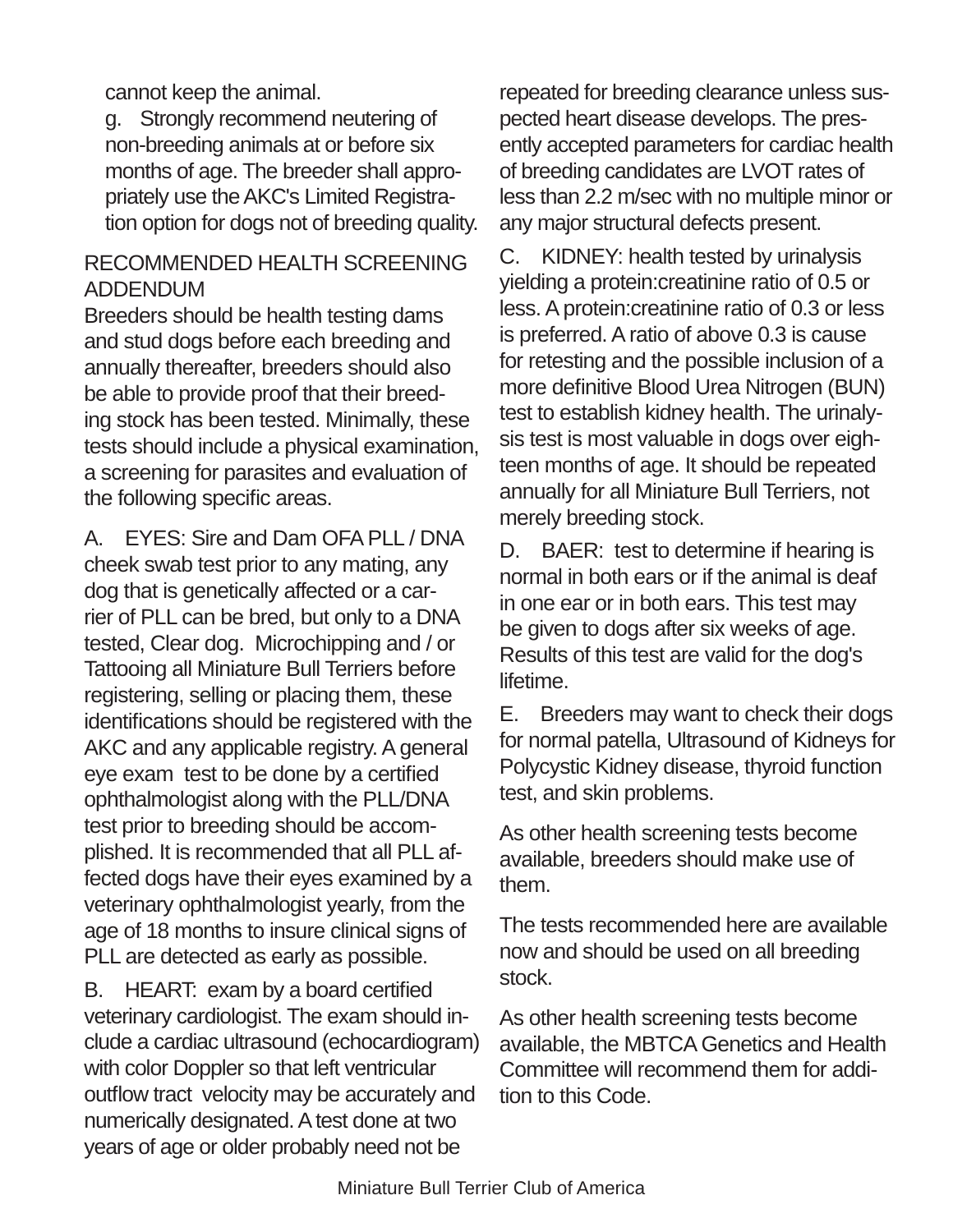cannot keep the animal.

g. Strongly recommend neutering of non-breeding animals at or before six months of age. The breeder shall appropriately use the AKC's Limited Registration option for dogs not of breeding quality.

## RECOMMENDED HEALTH SCREENING ADDENDUM

Breeders should be health testing dams and stud dogs before each breeding and annually thereafter, breeders should also be able to provide proof that their breeding stock has been tested. Minimally, these tests should include a physical examination, a screening for parasites and evaluation of the following specific areas.

A. EYES: Sire and Dam OFA PLL / DNA cheek swab test prior to any mating, any dog that is genetically affected or a carrier of PLL can be bred, but only to a DNA tested, Clear dog. Microchipping and / or Tattooing all Miniature Bull Terriers before registering, selling or placing them, these identifications should be registered with the AKC and any applicable registry. A general eye exam test to be done by a certified ophthalmologist along with the PLL/DNA test prior to breeding should be accomplished. It is recommended that all PLL affected dogs have their eyes examined by a veterinary ophthalmologist yearly, from the age of 18 months to insure clinical signs of PLL are detected as early as possible.

B. HEART: exam by a board certified veterinary cardiologist. The exam should include a cardiac ultrasound (echocardiogram) with color Doppler so that left ventricular outflow tract velocity may be accurately and numerically designated. A test done at two years of age or older probably need not be repeated for breeding clearance unless suspected heart disease develops. The presently accepted parameters for cardiac health of breeding candidates are LVOT rates of less than 2.2 m/sec with no multiple minor or any major structural defects present.

C. KIDNEY: health tested by urinalysis yielding a protein:creatinine ratio of 0.5 or less. A protein:creatinine ratio of 0.3 or less is preferred. A ratio of above 0.3 is cause for retesting and the possible inclusion of a more definitive Blood Urea Nitrogen (BUN) test to establish kidney health. The urinalysis test is most valuable in dogs over eighteen months of age. It should be repeated annually for all Miniature Bull Terriers, not merely breeding stock.

D. BAER: test to determine if hearing is normal in both ears or if the animal is deaf in one ear or in both ears. This test may be given to dogs after six weeks of age. Results of this test are valid for the dog's lifetime.

E. Breeders may want to check their dogs for normal patella, Ultrasound of Kidneys for Polycystic Kidney disease, thyroid function test, and skin problems.

As other health screening tests become available, breeders should make use of them.

The tests recommended here are available now and should be used on all breeding stock.

As other health screening tests become available, the MBTCA Genetics and Health Committee will recommend them for addition to this Code.